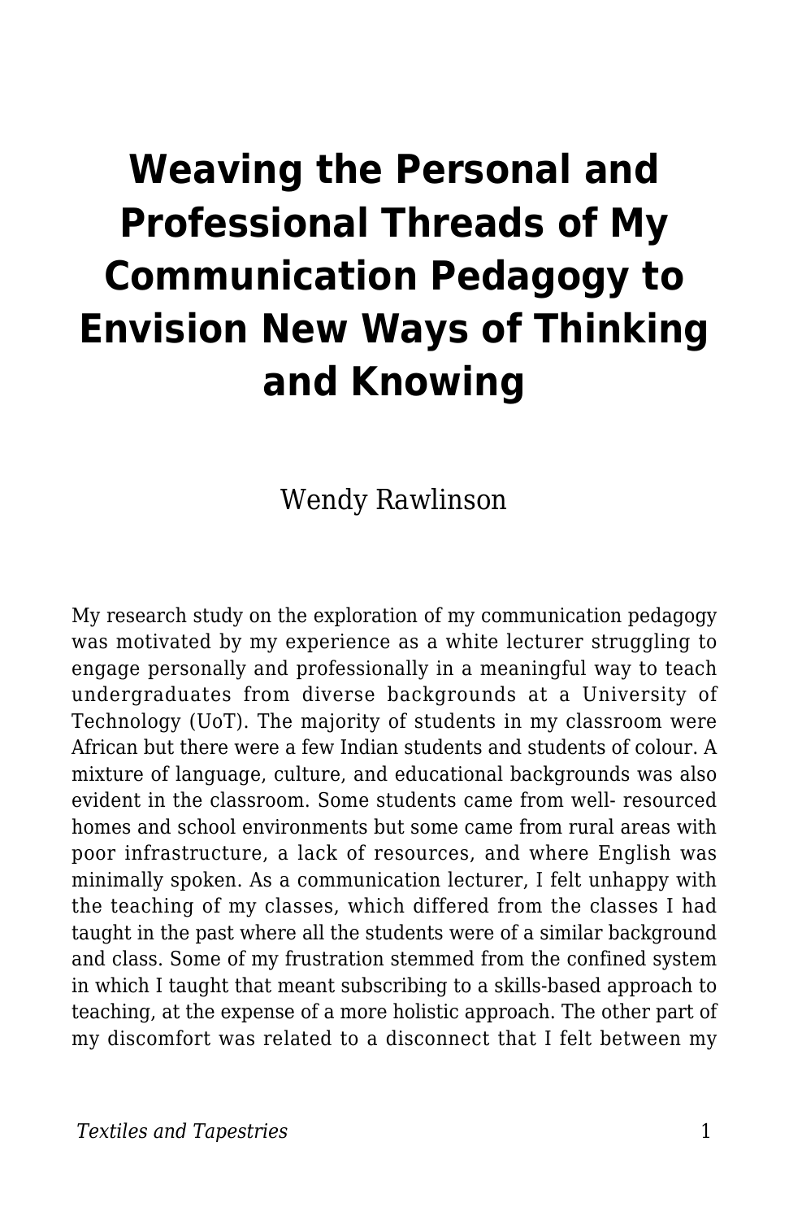# Weaving the Personal and Professional Threads of My Communication Pedagogy to Envision New Ways of Thinking and Knowing

Wendy Rawlinson

My research study on the exploration of my communication pedagogy was motivated by my experience as a white lecturer struggling to engage personally and professionally in a meaningful way to teach undergraduates from diverse backgrounds at a University of Technology (UoT). The majority of students in my classroom were African but there were a few Indian students and students of colour. A mixture of language, culture, and educational backgrounds was also evident in the classroom. Some students came from well- resourced homes and school environments but some came from rural areas with poor infrastructure, a lack of resources, and where English was minimally spoken. As a communication lecturer, I felt unhappy with the teaching of my classes, which differed from the classes I had taught in the past where all the students were of a similar background and class. Some of my frustration stemmed from the confined system in which I taught that meant subscribing to a skills-based approach to teaching, at the expense of a more holistic approach. The other part of my discomfort was related to a disconnect that I felt between my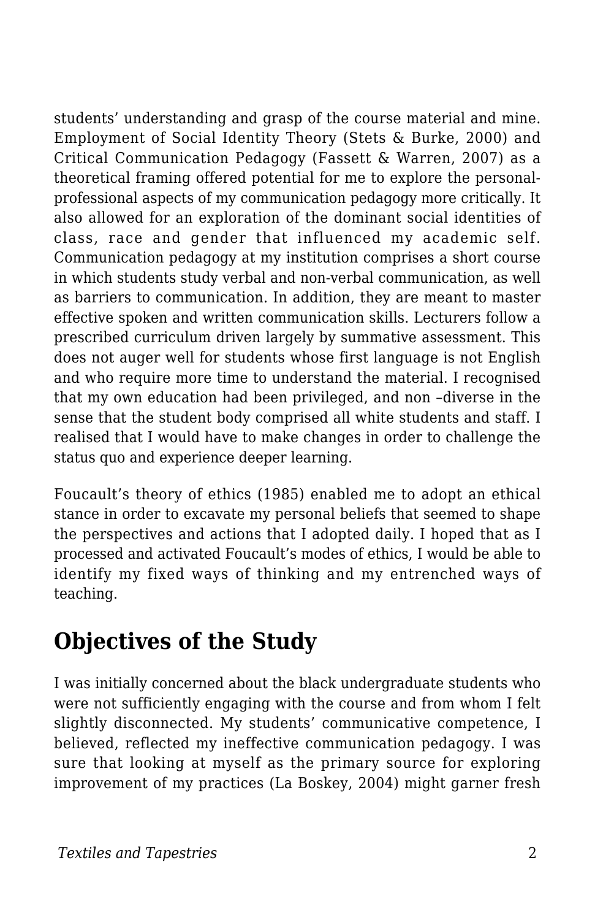students' understanding and grasp of the course material and mine. Employment of Social Identity Theory (Stets & Burke, 2000) and Critical Communication Pedagogy (Fassett & Warren, 2007) as a theoretical framing offered potential for me to explore the personal-professional aspects of my communication pedagogy more critically. It also allowed for an exploration of the dominant social identities of class, race and gender that influenced my academic self. Communication pedagogy at my institution comprises a short course in which students study verbal and non-verbal communication, as well as barriers to communication. In addition, they are meant to master effective spoken and written communication skills. Lecturers follow a prescribed curriculum driven largely by summative assessment. This does not auger well for students whose first language is not English and who require more time to understand the material. I recognised that my own education had been privileged, and non –diverse in the sense that the student body comprised all white students and staff. I realised that I would have to make changes in order to challenge the status quo and experience deeper learning.

Foucault's theory of ethics (1985) enabled me to adopt an ethical stance in order to excavate my personal beliefs that seemed to shape the perspectives and actions that I adopted daily. I hoped that as I processed and activated Foucault's modes of ethics, I would be able to identify my fixed ways of thinking and my entrenched ways of teaching.

## Objectives of the Study

I was initially concerned about the black undergraduate students who were not sufficiently engaging with the course and from whom I felt slightly disconnected. My students' communicative competence, I believed, reflected my ineffective communication pedagogy. I was sure that looking at myself as the primary source for exploring improvement of my practices (La Boskey, 2004) might garner fresh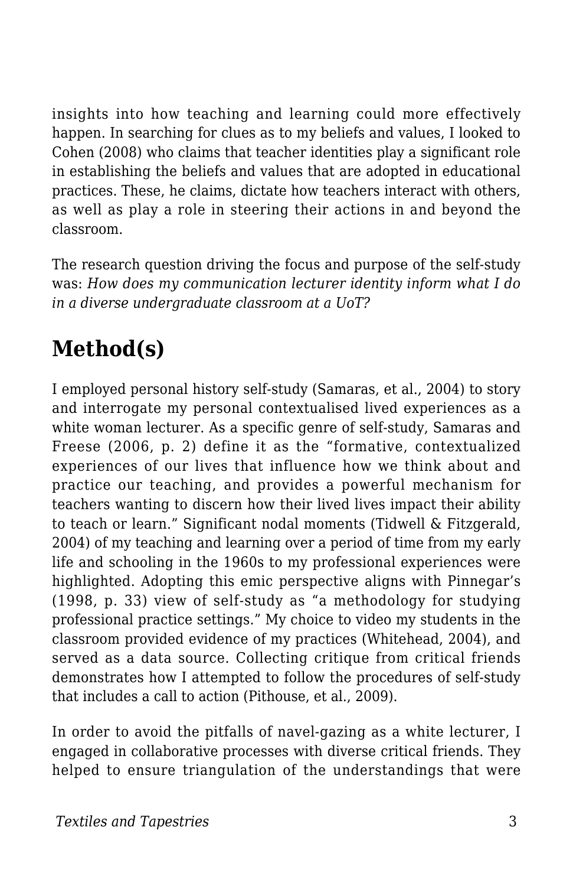insights into how teaching and learning could more effectively happen. In searching for clues as to my beliefs and values, I looked to Cohen (2008) who claims that teacher identities play a significant role in establishing the beliefs and values that are adopted in educational practices. These, he claims, dictate how teachers interact with others, as well as play a role in steering their actions in and beyond the classroom.

The research question driving the focus and purpose of the self-study was: *How does my communication lecturer identity inform what I do in a diverse undergraduate classroom at a UoT?*

## Method(s)

I employed personal history self-study (Samaras, et al., 2004) to story and interrogate my personal contextualised lived experiences as a white woman lecturer. As a specific genre of self-study, Samaras and Freese (2006, p. 2) define it as the "formative, contextualized experiences of our lives that influence how we think about and practice our teaching, and provides a powerful mechanism for teachers wanting to discern how their lived lives impact their ability to teach or learn." Significant nodal moments (Tidwell & Fitzgerald, 2004) of my teaching and learning over a period of time from my early life and schooling in the 1960s to my professional experiences were highlighted. Adopting this emic perspective aligns with Pinnegar's (1998, p. 33) view of self-study as "a methodology for studying professional practice settings." My choice to video my students in the classroom provided evidence of my practices (Whitehead, 2004), and served as a data source. Collecting critique from critical friends demonstrates how I attempted to follow the procedures of self-study that includes a call to action (Pithouse, et al., 2009).

In order to avoid the pitfalls of navel-gazing as a white lecturer, I engaged in collaborative processes with diverse critical friends. They helped to ensure triangulation of the understandings that were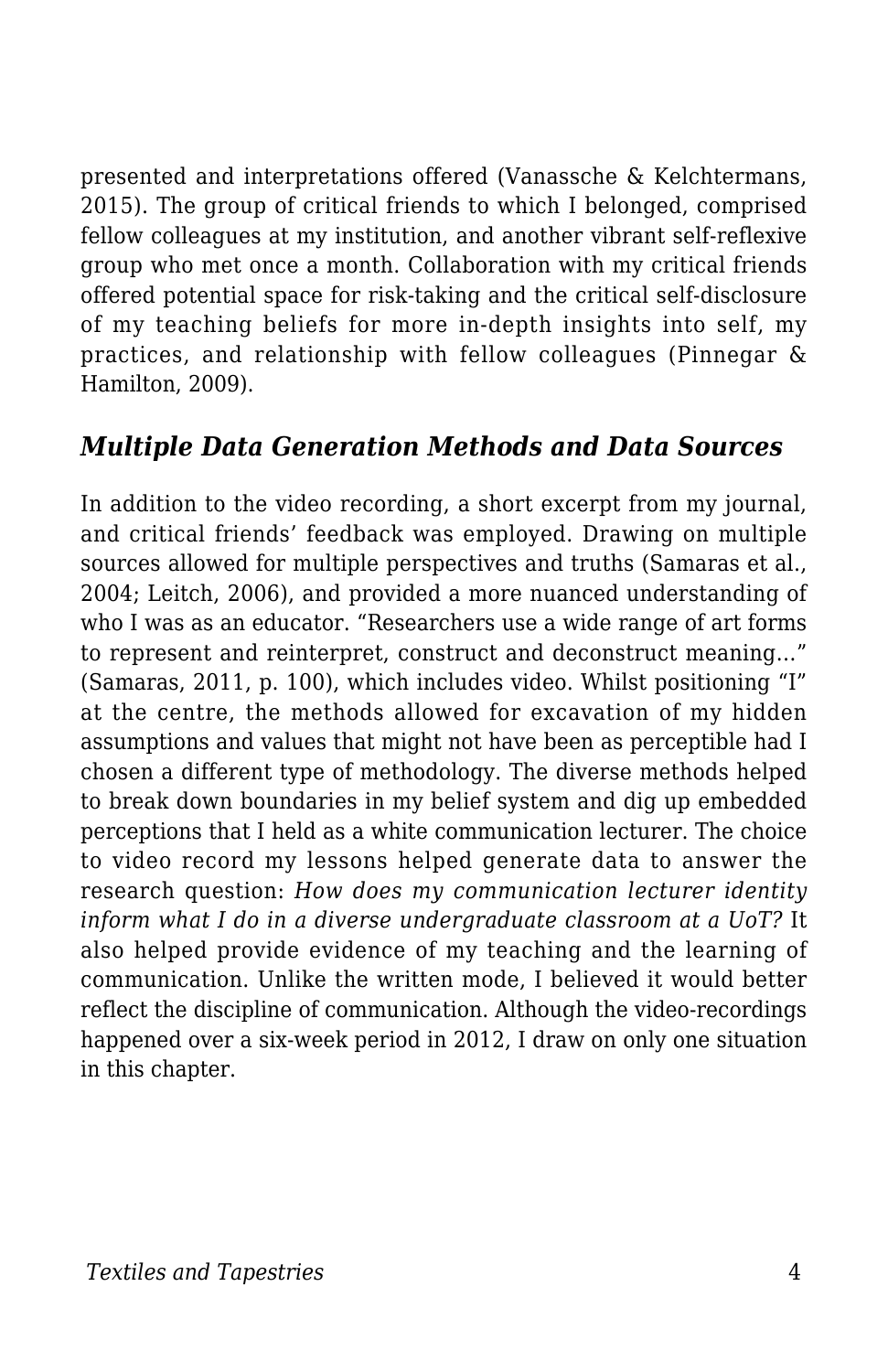presented and interpretations offered (Vanassche & Kelchtermans, 2015). The group of critical friends to which I belonged, comprised fellow colleagues at my institution, and another vibrant self-reflexive group who met once a month. Collaboration with my critical friends offered potential space for risk-taking and the critical self-disclosure of my teaching beliefs for more in-depth insights into self, my practices, and relationship with fellow colleagues (Pinnegar & Hamilton, 2009).

### *Multiple Data Generation Methods and Data Sources*

In addition to the video recording, a short excerpt from my journal, and critical friends' feedback was employed. Drawing on multiple sources allowed for multiple perspectives and truths (Samaras et al., 2004; Leitch, 2006), and provided a more nuanced understanding of who I was as an educator. "Researchers use a wide range of art forms to represent and reinterpret, construct and deconstruct meaning…" (Samaras, 2011, p. 100), which includes video. Whilst positioning "I" at the centre, the methods allowed for excavation of my hidden assumptions and values that might not have been as perceptible had I chosen a different type of methodology. The diverse methods helped to break down boundaries in my belief system and dig up embedded perceptions that I held as a white communication lecturer. The choice to video record my lessons helped generate data to answer the research question: *How does my communication lecturer identity inform what I do in a diverse undergraduate classroom at a UoT?* It also helped provide evidence of my teaching and the learning of communication. Unlike the written mode, I believed it would better reflect the discipline of communication. Although the video-recordings happened over a six-week period in 2012, I draw on only one situation in this chapter.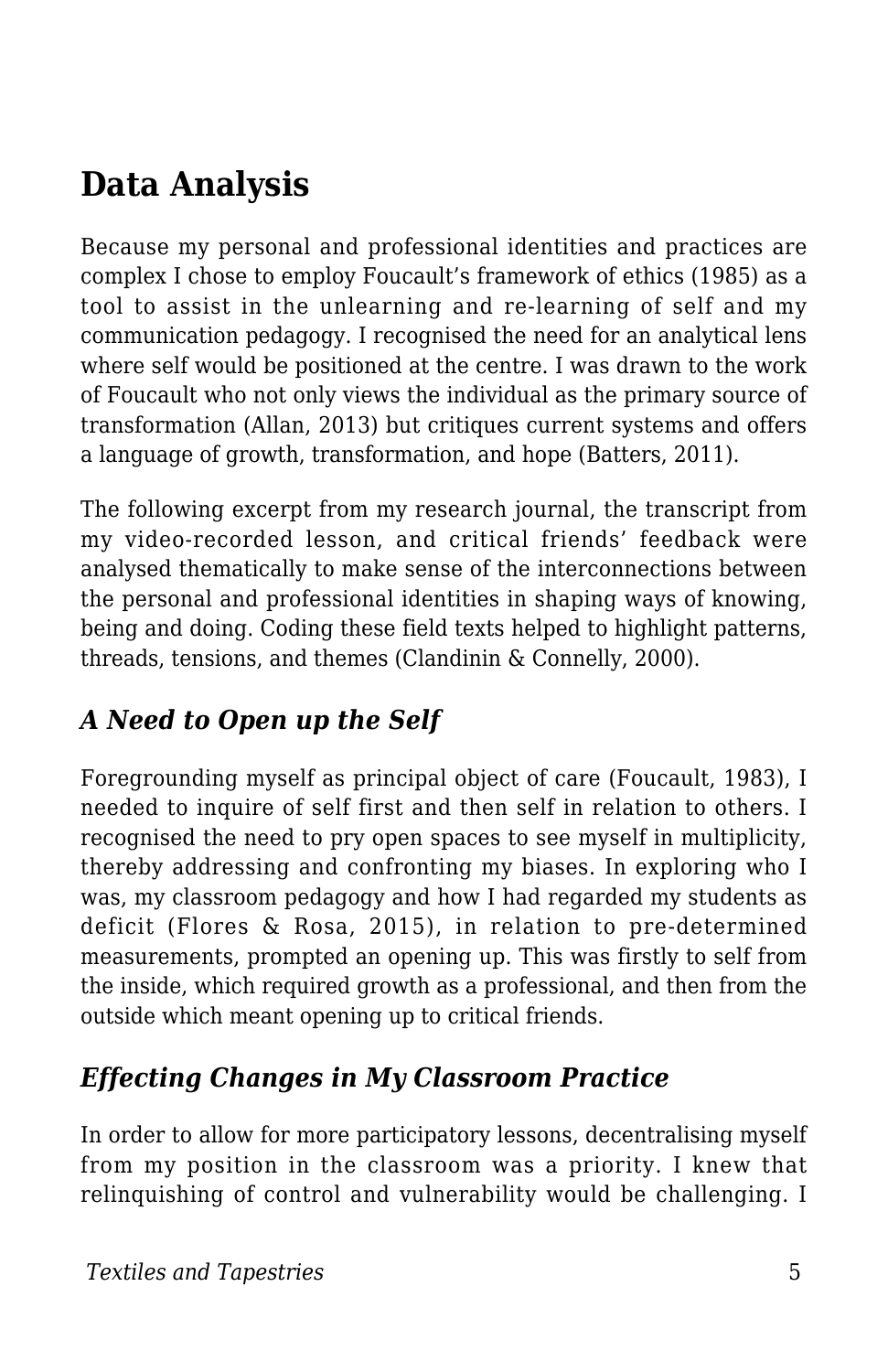## Data Analysis

Because my personal and professional identities and practices are complex I chose to employ Foucault's framework of ethics (1985) as a tool to assist in the unlearning and re-learning of self and my communication pedagogy. I recognised the need for an analytical lens where self would be positioned at the centre. I was drawn to the work of Foucault who not only views the individual as the primary source of transformation (Allan, 2013) but critiques current systems and offers a language of growth, transformation, and hope (Batters, 2011).

The following excerpt from my research journal, the transcript from my video-recorded lesson, and critical friends' feedback were analysed thematically to make sense of the interconnections between the personal and professional identities in shaping ways of knowing, being and doing. Coding these field texts helped to highlight patterns, threads, tensions, and themes (Clandinin & Connelly, 2000).

### *A Need to Open up the Self*

Foregrounding myself as principal object of care (Foucault, 1983), I needed to inquire of self first and then self in relation to others. I recognised the need to pry open spaces to see myself in multiplicity, thereby addressing and confronting my biases. In exploring who I was, my classroom pedagogy and how I had regarded my students as deficit (Flores & Rosa, 2015), in relation to pre-determined measurements, prompted an opening up. This was firstly to self from the inside, which required growth as a professional, and then from the outside which meant opening up to critical friends.

### *Effecting Changes in My Classroom Practice*

In order to allow for more participatory lessons, decentralising myself from my position in the classroom was a priority. I knew that relinquishing of control and vulnerability would be challenging. I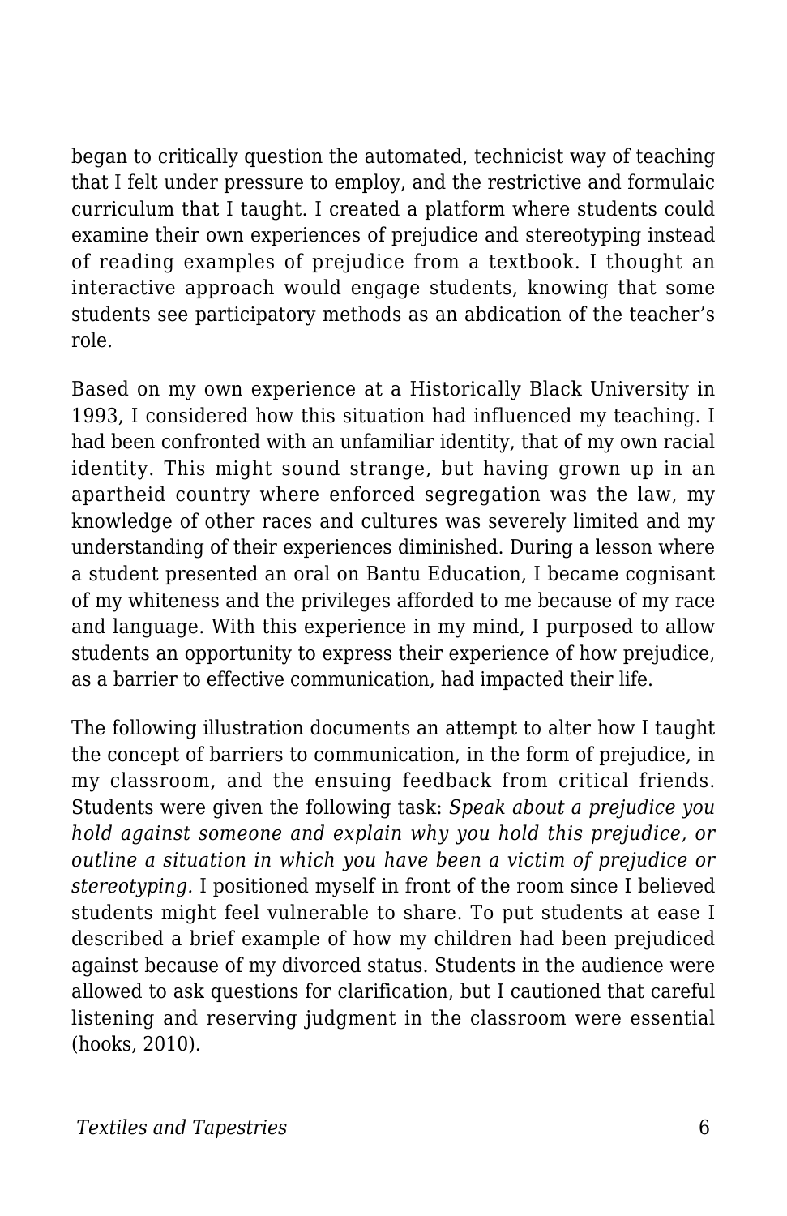began to critically question the automated, technicist way of teaching that I felt under pressure to employ, and the restrictive and formulaic curriculum that I taught. I created a platform where students could examine their own experiences of prejudice and stereotyping instead of reading examples of prejudice from a textbook. I thought an interactive approach would engage students, knowing that some students see participatory methods as an abdication of the teacher's role.

Based on my own experience at a Historically Black University in 1993, I considered how this situation had influenced my teaching. I had been confronted with an unfamiliar identity, that of my own racial identity. This might sound strange, but having grown up in an apartheid country where enforced segregation was the law, my knowledge of other races and cultures was severely limited and my understanding of their experiences diminished. During a lesson where a student presented an oral on Bantu Education, I became cognisant of my whiteness and the privileges afforded to me because of my race and language. With this experience in my mind, I purposed to allow students an opportunity to express their experience of how prejudice, as a barrier to effective communication, had impacted their life.

The following illustration documents an attempt to alter how I taught the concept of barriers to communication, in the form of prejudice, in my classroom, and the ensuing feedback from critical friends. Students were given the following task: *Speak about a prejudice you hold against someone and explain why you hold this prejudice, or outline a situation in which you have been a victim of prejudice or stereotyping.* I positioned myself in front of the room since I believed students might feel vulnerable to share. To put students at ease I described a brief example of how my children had been prejudiced against because of my divorced status. Students in the audience were allowed to ask questions for clarification, but I cautioned that careful listening and reserving judgment in the classroom were essential (hooks, 2010).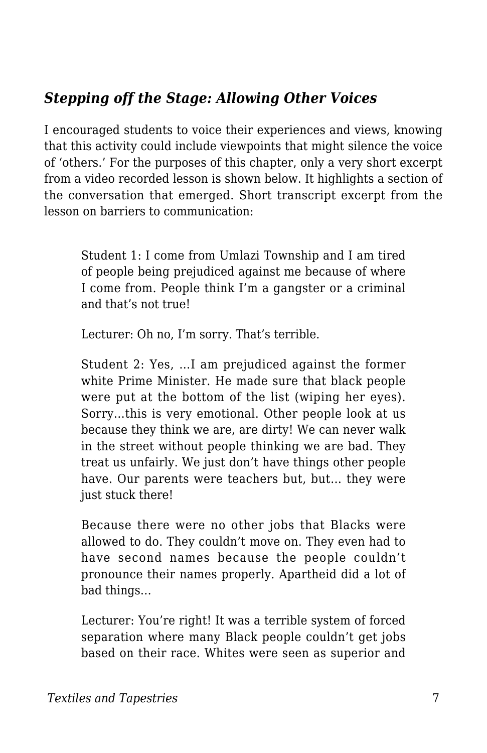### *Stepping off the Stage: Allowing Other Voices*

I encouraged students to voice their experiences and views, knowing that this activity could include viewpoints that might silence the voice of 'others.' For the purposes of this chapter, only a very short excerpt from a video recorded lesson is shown below. It highlights a section of the conversation that emerged. Short transcript excerpt from the lesson on barriers to communication:

> Student 1: I come from Umlazi Township and I am tired of people being prejudiced against me because of where I come from. People think I'm a gangster or a criminal and that's not true!
>
> Lecturer: Oh no, I'm sorry. That's terrible.
>
> Student 2: Yes, …I am prejudiced against the former white Prime Minister. He made sure that black people were put at the bottom of the list (wiping her eyes). Sorry…this is very emotional. Other people look at us because they think we are, are dirty! We can never walk in the street without people thinking we are bad. They treat us unfairly. We just don't have things other people have. Our parents were teachers but, but… they were just stuck there!
>
> Because there were no other jobs that Blacks were allowed to do. They couldn't move on. They even had to have second names because the people couldn't pronounce their names properly. Apartheid did a lot of bad things…
>
> Lecturer: You're right! It was a terrible system of forced separation where many Black people couldn't get jobs based on their race. Whites were seen as superior and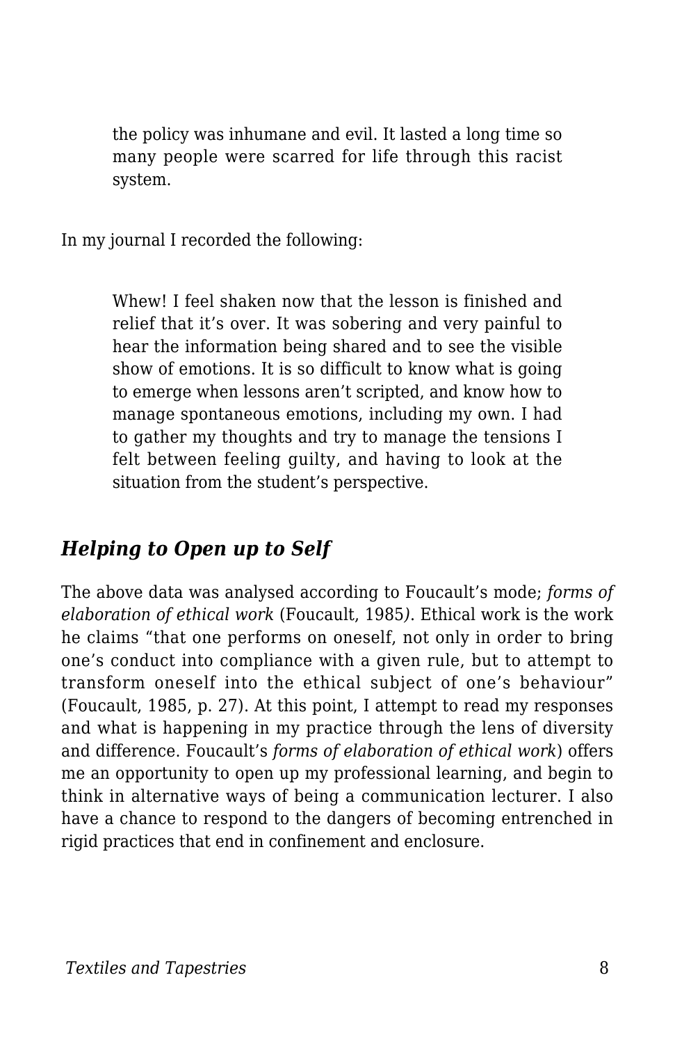> the policy was inhumane and evil. It lasted a long time so many people were scarred for life through this racist system.

In my journal I recorded the following:

> Whew! I feel shaken now that the lesson is finished and relief that it's over. It was sobering and very painful to hear the information being shared and to see the visible show of emotions. It is so difficult to know what is going to emerge when lessons aren't scripted, and know how to manage spontaneous emotions, including my own. I had to gather my thoughts and try to manage the tensions I felt between feeling guilty, and having to look at the situation from the student's perspective.

## *Helping to Open up to Self*

The above data was analysed according to Foucault's mode; *forms of elaboration of ethical work* (Foucault, 1985*)*. Ethical work is the work he claims "that one performs on oneself, not only in order to bring one's conduct into compliance with a given rule, but to attempt to transform oneself into the ethical subject of one's behaviour" (Foucault, 1985, p. 27). At this point, I attempt to read my responses and what is happening in my practice through the lens of diversity and difference. Foucault's *forms of elaboration of ethical work*) offers me an opportunity to open up my professional learning, and begin to think in alternative ways of being a communication lecturer. I also have a chance to respond to the dangers of becoming entrenched in rigid practices that end in confinement and enclosure.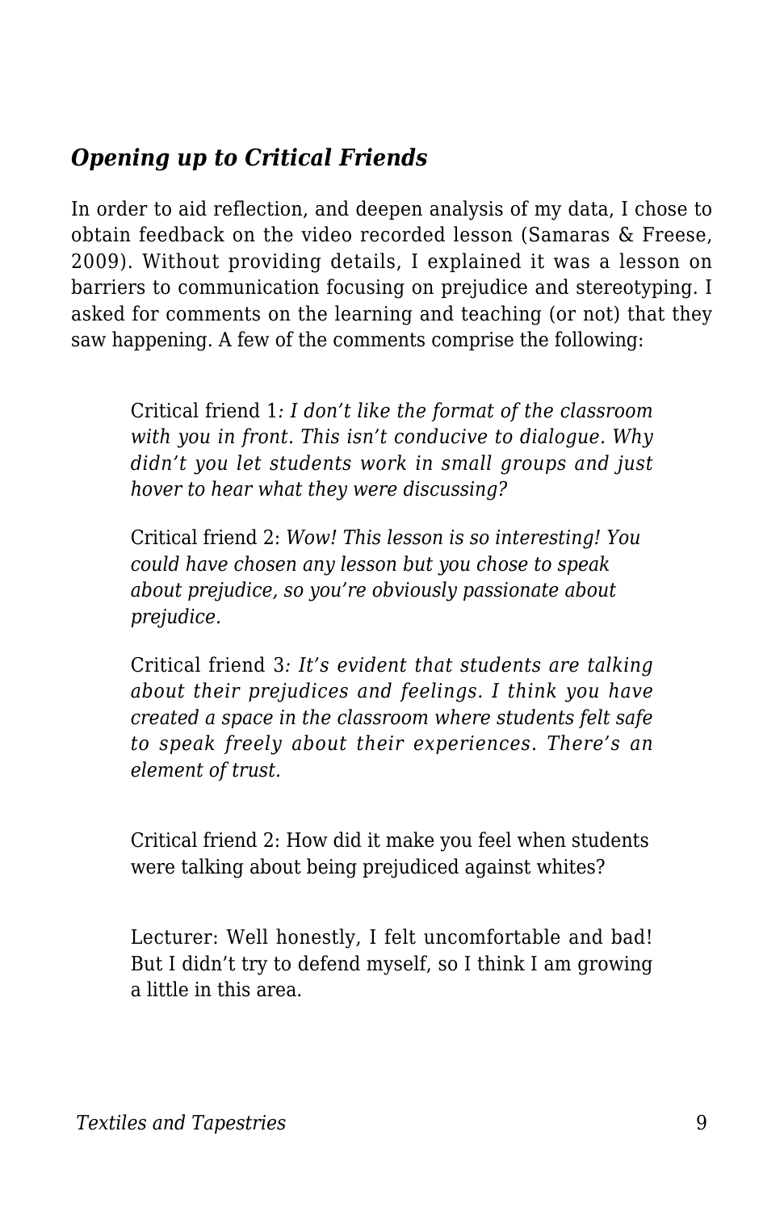### *Opening up to Critical Friends*

In order to aid reflection, and deepen analysis of my data, I chose to obtain feedback on the video recorded lesson (Samaras & Freese, 2009). Without providing details, I explained it was a lesson on barriers to communication focusing on prejudice and stereotyping. I asked for comments on the learning and teaching (or not) that they saw happening. A few of the comments comprise the following:

> Critical friend 1*: I don't like the format of the classroom with you in front. This isn't conducive to dialogue. Why didn't you let students work in small groups and just hover to hear what they were discussing?*
>
> Critical friend 2: *Wow! This lesson is so interesting! You could have chosen any lesson but you chose to speak about prejudice, so you're obviously passionate about prejudice.*
>
> Critical friend 3*: It's evident that students are talking about their prejudices and feelings. I think you have created a space in the classroom where students felt safe to speak freely about their experiences. There's an element of trust.*
>
> Critical friend 2: How did it make you feel when students were talking about being prejudiced against whites?
>
> Lecturer: Well honestly, I felt uncomfortable and bad! But I didn't try to defend myself, so I think I am growing a little in this area.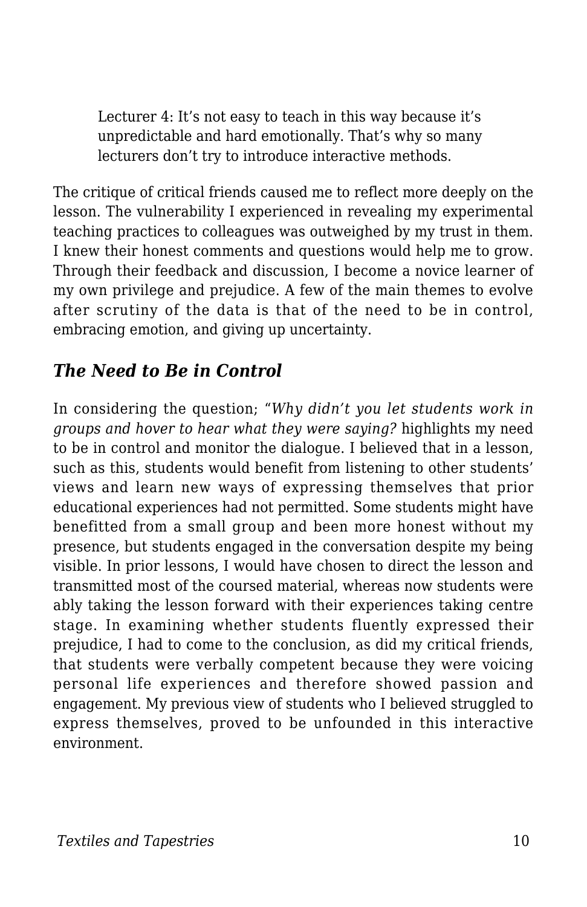> Lecturer 4: It's not easy to teach in this way because it's unpredictable and hard emotionally. That's why so many lecturers don't try to introduce interactive methods.

The critique of critical friends caused me to reflect more deeply on the lesson. The vulnerability I experienced in revealing my experimental teaching practices to colleagues was outweighed by my trust in them. I knew their honest comments and questions would help me to grow. Through their feedback and discussion, I become a novice learner of my own privilege and prejudice. A few of the main themes to evolve after scrutiny of the data is that of the need to be in control, embracing emotion, and giving up uncertainty.

## *The Need to Be in Control*

In considering the question; "*Why didn't you let students work in groups and hover to hear what they were saying?* highlights my need to be in control and monitor the dialogue. I believed that in a lesson, such as this, students would benefit from listening to other students' views and learn new ways of expressing themselves that prior educational experiences had not permitted. Some students might have benefitted from a small group and been more honest without my presence, but students engaged in the conversation despite my being visible. In prior lessons, I would have chosen to direct the lesson and transmitted most of the coursed material, whereas now students were ably taking the lesson forward with their experiences taking centre stage. In examining whether students fluently expressed their prejudice, I had to come to the conclusion, as did my critical friends, that students were verbally competent because they were voicing personal life experiences and therefore showed passion and engagement. My previous view of students who I believed struggled to express themselves, proved to be unfounded in this interactive environment.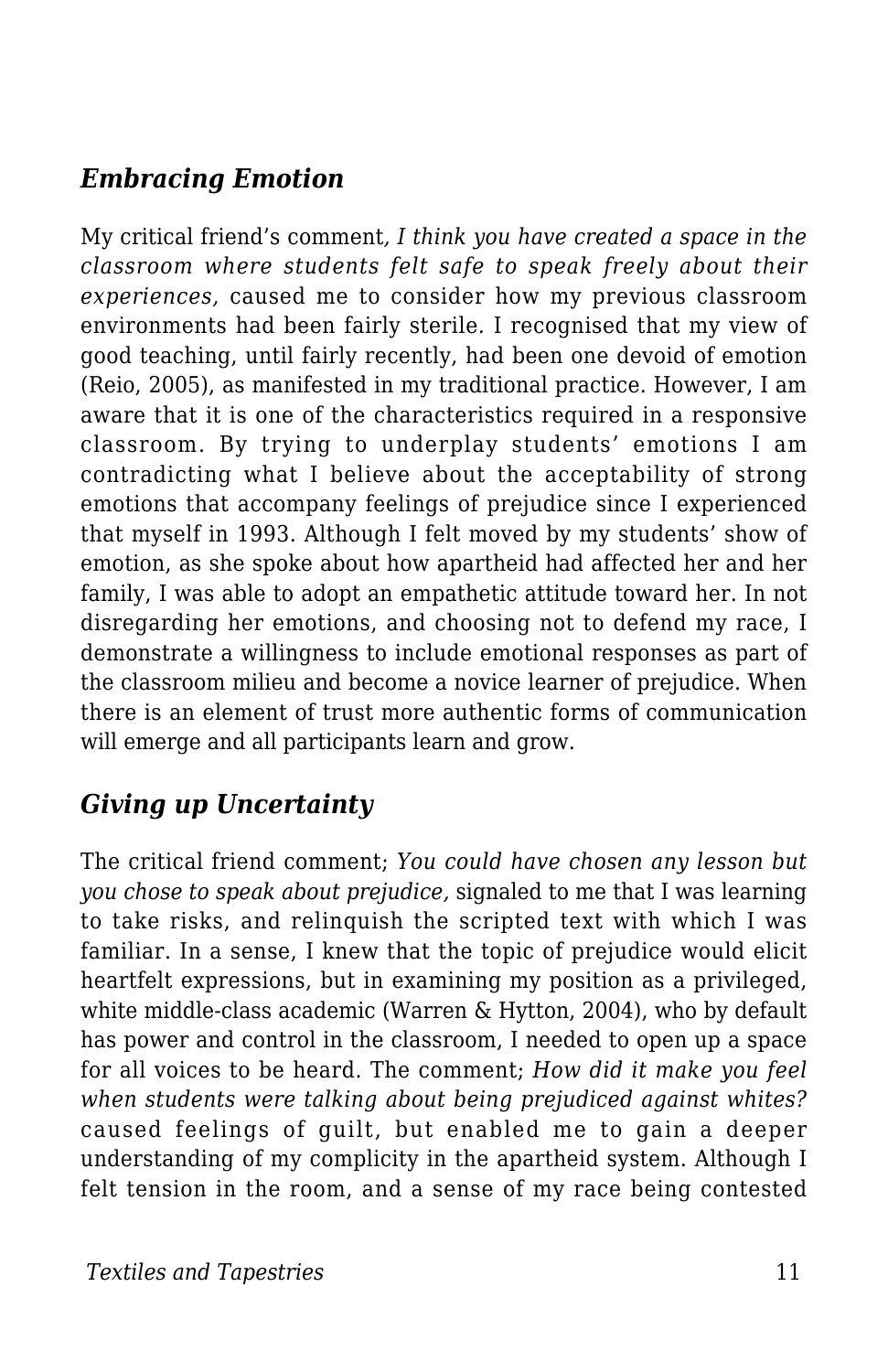### *Embracing Emotion*

My critical friend's comment*, I think you have created a space in the classroom where students felt safe to speak freely about their experiences,* caused me to consider how my previous classroom environments had been fairly sterile. I recognised that my view of good teaching, until fairly recently, had been one devoid of emotion (Reio, 2005), as manifested in my traditional practice. However, I am aware that it is one of the characteristics required in a responsive classroom. By trying to underplay students' emotions I am contradicting what I believe about the acceptability of strong emotions that accompany feelings of prejudice since I experienced that myself in 1993. Although I felt moved by my students' show of emotion, as she spoke about how apartheid had affected her and her family, I was able to adopt an empathetic attitude toward her. In not disregarding her emotions, and choosing not to defend my race, I demonstrate a willingness to include emotional responses as part of the classroom milieu and become a novice learner of prejudice. When there is an element of trust more authentic forms of communication will emerge and all participants learn and grow.

### *Giving up Uncertainty*

The critical friend comment; *You could have chosen any lesson but you chose to speak about prejudice,* signaled to me that I was learning to take risks, and relinquish the scripted text with which I was familiar. In a sense, I knew that the topic of prejudice would elicit heartfelt expressions, but in examining my position as a privileged, white middle-class academic (Warren & Hytton, 2004), who by default has power and control in the classroom, I needed to open up a space for all voices to be heard. The comment; *How did it make you feel when students were talking about being prejudiced against whites?* caused feelings of guilt, but enabled me to gain a deeper understanding of my complicity in the apartheid system. Although I felt tension in the room, and a sense of my race being contested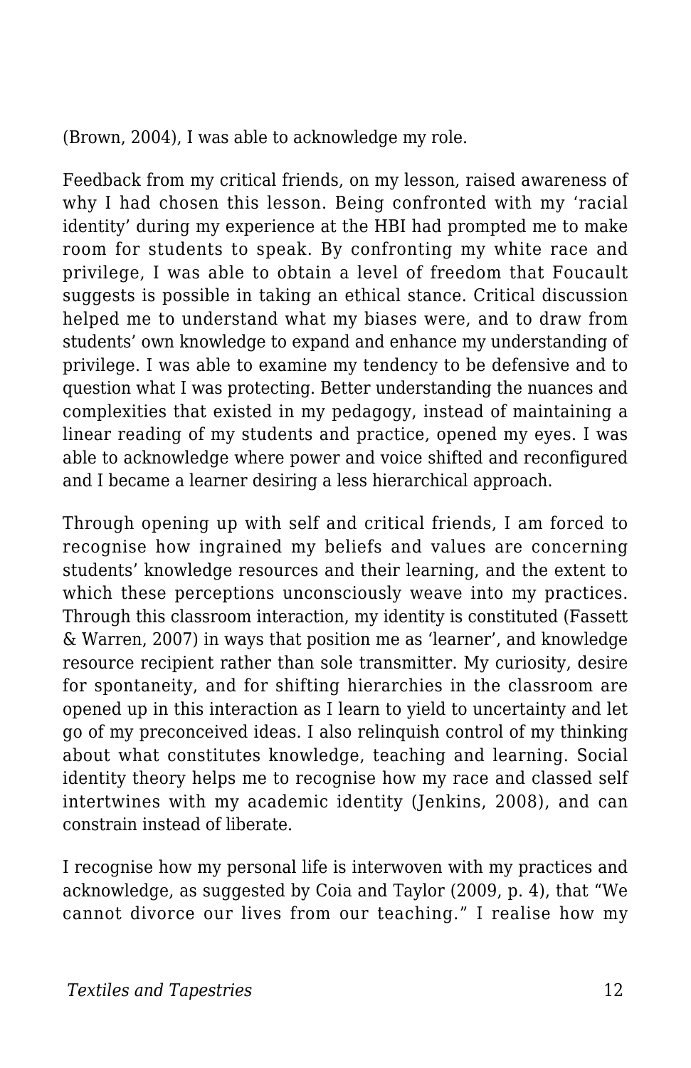(Brown, 2004), I was able to acknowledge my role.

Feedback from my critical friends, on my lesson, raised awareness of why I had chosen this lesson. Being confronted with my 'racial identity' during my experience at the HBI had prompted me to make room for students to speak. By confronting my white race and privilege, I was able to obtain a level of freedom that Foucault suggests is possible in taking an ethical stance. Critical discussion helped me to understand what my biases were, and to draw from students' own knowledge to expand and enhance my understanding of privilege. I was able to examine my tendency to be defensive and to question what I was protecting. Better understanding the nuances and complexities that existed in my pedagogy, instead of maintaining a linear reading of my students and practice, opened my eyes. I was able to acknowledge where power and voice shifted and reconfigured and I became a learner desiring a less hierarchical approach.

Through opening up with self and critical friends, I am forced to recognise how ingrained my beliefs and values are concerning students' knowledge resources and their learning, and the extent to which these perceptions unconsciously weave into my practices. Through this classroom interaction, my identity is constituted (Fassett & Warren, 2007) in ways that position me as 'learner', and knowledge resource recipient rather than sole transmitter. My curiosity, desire for spontaneity, and for shifting hierarchies in the classroom are opened up in this interaction as I learn to yield to uncertainty and let go of my preconceived ideas. I also relinquish control of my thinking about what constitutes knowledge, teaching and learning. Social identity theory helps me to recognise how my race and classed self intertwines with my academic identity (Jenkins, 2008), and can constrain instead of liberate.

I recognise how my personal life is interwoven with my practices and acknowledge, as suggested by Coia and Taylor (2009, p. 4), that "We cannot divorce our lives from our teaching." I realise how my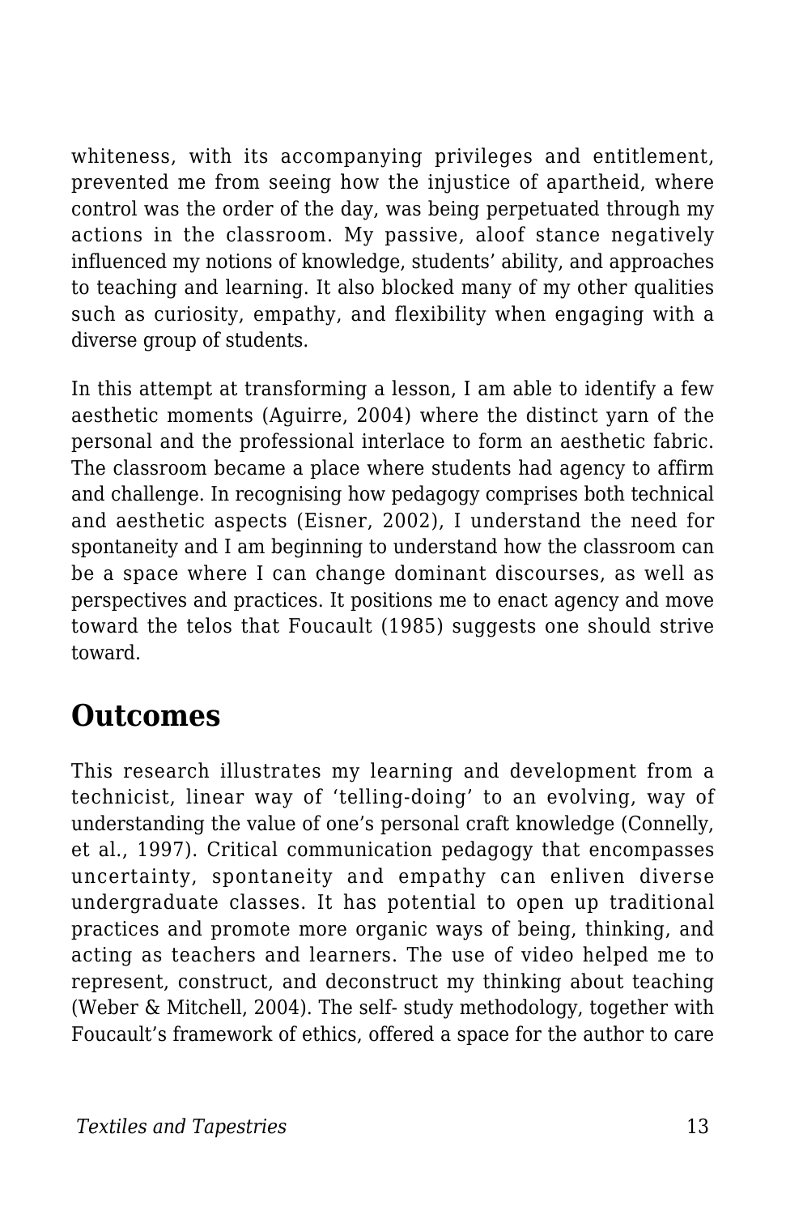whiteness, with its accompanying privileges and entitlement, prevented me from seeing how the injustice of apartheid, where control was the order of the day, was being perpetuated through my actions in the classroom. My passive, aloof stance negatively influenced my notions of knowledge, students' ability, and approaches to teaching and learning. It also blocked many of my other qualities such as curiosity, empathy, and flexibility when engaging with a diverse group of students.

In this attempt at transforming a lesson, I am able to identify a few aesthetic moments (Aguirre, 2004) where the distinct yarn of the personal and the professional interlace to form an aesthetic fabric. The classroom became a place where students had agency to affirm and challenge. In recognising how pedagogy comprises both technical and aesthetic aspects (Eisner, 2002), I understand the need for spontaneity and I am beginning to understand how the classroom can be a space where I can change dominant discourses, as well as perspectives and practices. It positions me to enact agency and move toward the telos that Foucault (1985) suggests one should strive toward.

## Outcomes

This research illustrates my learning and development from a technicist, linear way of 'telling-doing' to an evolving, way of understanding the value of one's personal craft knowledge (Connelly, et al., 1997). Critical communication pedagogy that encompasses uncertainty, spontaneity and empathy can enliven diverse undergraduate classes. It has potential to open up traditional practices and promote more organic ways of being, thinking, and acting as teachers and learners. The use of video helped me to represent, construct, and deconstruct my thinking about teaching (Weber & Mitchell, 2004). The self- study methodology, together with Foucault's framework of ethics, offered a space for the author to care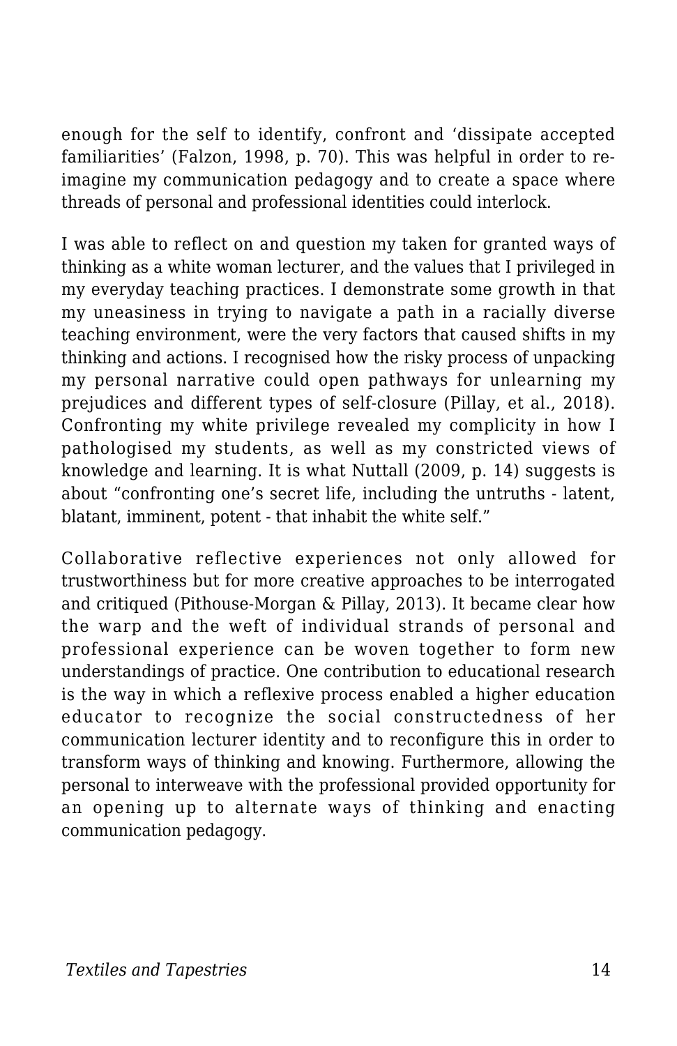enough for the self to identify, confront and 'dissipate accepted familiarities' (Falzon, 1998, p. 70). This was helpful in order to re-imagine my communication pedagogy and to create a space where threads of personal and professional identities could interlock.

I was able to reflect on and question my taken for granted ways of thinking as a white woman lecturer, and the values that I privileged in my everyday teaching practices. I demonstrate some growth in that my uneasiness in trying to navigate a path in a racially diverse teaching environment, were the very factors that caused shifts in my thinking and actions. I recognised how the risky process of unpacking my personal narrative could open pathways for unlearning my prejudices and different types of self-closure (Pillay, et al., 2018). Confronting my white privilege revealed my complicity in how I pathologised my students, as well as my constricted views of knowledge and learning. It is what Nuttall (2009, p. 14) suggests is about "confronting one's secret life, including the untruths - latent, blatant, imminent, potent - that inhabit the white self."

Collaborative reflective experiences not only allowed for trustworthiness but for more creative approaches to be interrogated and critiqued (Pithouse-Morgan & Pillay, 2013). It became clear how the warp and the weft of individual strands of personal and professional experience can be woven together to form new understandings of practice. One contribution to educational research is the way in which a reflexive process enabled a higher education educator to recognize the social constructedness of her communication lecturer identity and to reconfigure this in order to transform ways of thinking and knowing. Furthermore, allowing the personal to interweave with the professional provided opportunity for an opening up to alternate ways of thinking and enacting communication pedagogy.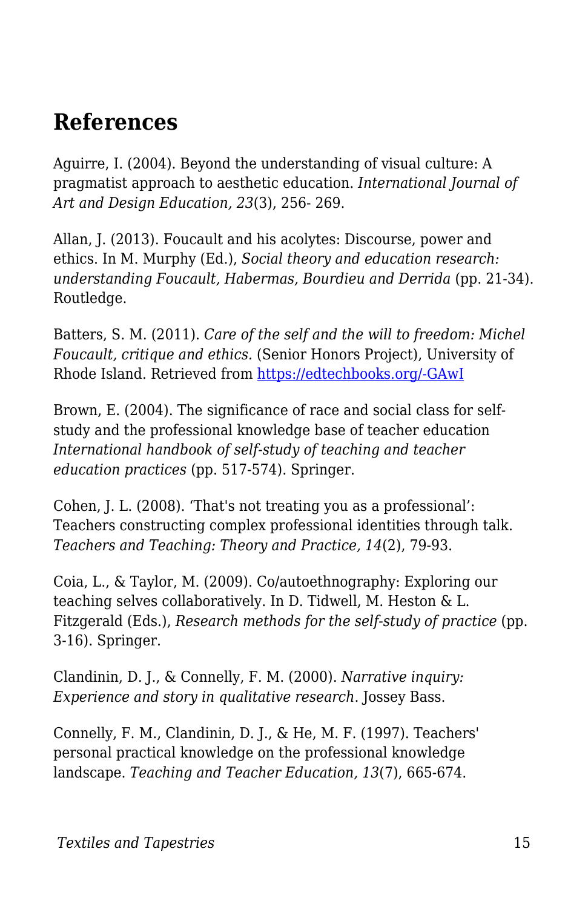## References

Aguirre, I. (2004). Beyond the understanding of visual culture: A pragmatist approach to aesthetic education. *International Journal of Art and Design Education, 23*(3), 256- 269.

Allan, J. (2013). Foucault and his acolytes: Discourse, power and ethics. In M. Murphy (Ed.), *Social theory and education research: understanding Foucault, Habermas, Bourdieu and Derrida* (pp. 21-34). Routledge.

Batters, S. M. (2011). *Care of the self and the will to freedom: Michel Foucault, critique and ethics.* (Senior Honors Project), University of Rhode Island. Retrieved from [https://edtechbooks.org/-GAwI](https://edtechbooks.org/-GAwI)

Brown, E. (2004). The significance of race and social class for self-study and the professional knowledge base of teacher education *International handbook of self-study of teaching and teacher education practices* (pp. 517-574). Springer.

Cohen, J. L. (2008). 'That's not treating you as a professional': Teachers constructing complex professional identities through talk. *Teachers and Teaching: Theory and Practice, 14*(2), 79-93.

Coia, L., & Taylor, M. (2009). Co/autoethnography: Exploring our teaching selves collaboratively. In D. Tidwell, M. Heston & L. Fitzgerald (Eds.), *Research methods for the self-study of practice* (pp. 3-16). Springer.

Clandinin, D. J., & Connelly, F. M. (2000). *Narrative inquiry: Experience and story in qualitative research*. Jossey Bass.

Connelly, F. M., Clandinin, D. J., & He, M. F. (1997). Teachers' personal practical knowledge on the professional knowledge landscape. *Teaching and Teacher Education, 13*(7), 665-674.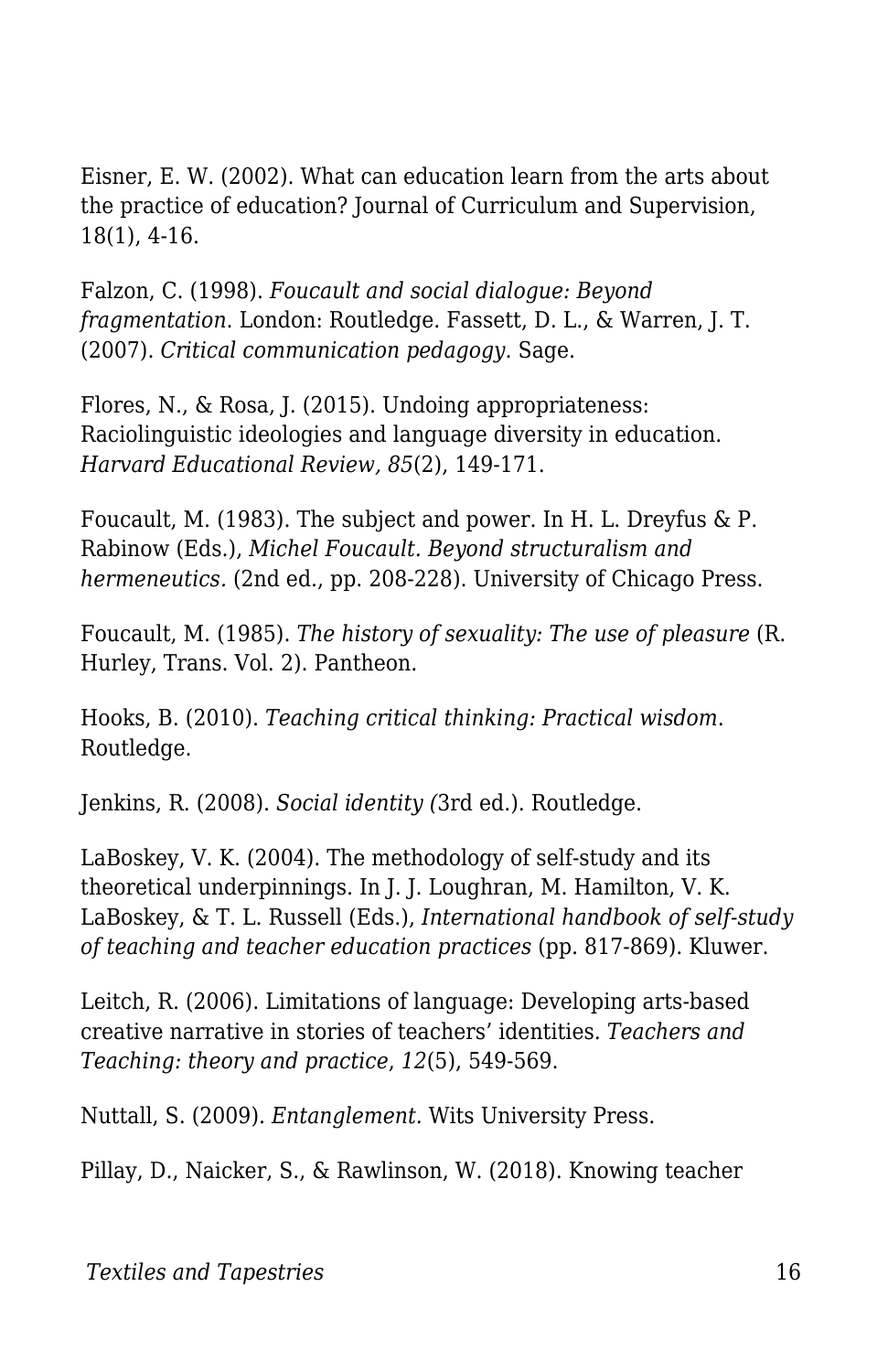Eisner, E. W. (2002). What can education learn from the arts about the practice of education? Journal of Curriculum and Supervision, 18(1), 4-16.

Falzon, C. (1998). *Foucault and social dialogue: Beyond fragmentation*. London: Routledge. Fassett, D. L., & Warren, J. T. (2007). *Critical communication pedagogy*. Sage.

Flores, N., & Rosa, J. (2015). Undoing appropriateness: Raciolinguistic ideologies and language diversity in education. *Harvard Educational Review, 85*(2), 149-171.

Foucault, M. (1983). The subject and power. In H. L. Dreyfus & P. Rabinow (Eds.), *Michel Foucault. Beyond structuralism and hermeneutics.* (2nd ed., pp. 208-228). University of Chicago Press.

Foucault, M. (1985). *The history of sexuality: The use of pleasure* (R. Hurley, Trans. Vol. 2). Pantheon.

Hooks, B. (2010). *Teaching critical thinking: Practical wisdom*. Routledge.

Jenkins, R. (2008). *Social identity (*3rd ed.). Routledge.

LaBoskey, V. K. (2004). The methodology of self-study and its theoretical underpinnings. In J. J. Loughran, M. Hamilton, V. K. LaBoskey, & T. L. Russell (Eds.), *International handbook of self-study of teaching and teacher education practices* (pp. 817-869). Kluwer.

Leitch, R. (2006). Limitations of language: Developing arts-based creative narrative in stories of teachers' identities. *Teachers and Teaching: theory and practice*, *12*(5), 549-569.

Nuttall, S. (2009). *Entanglement.* Wits University Press.

Pillay, D., Naicker, S., & Rawlinson, W. (2018). Knowing teacher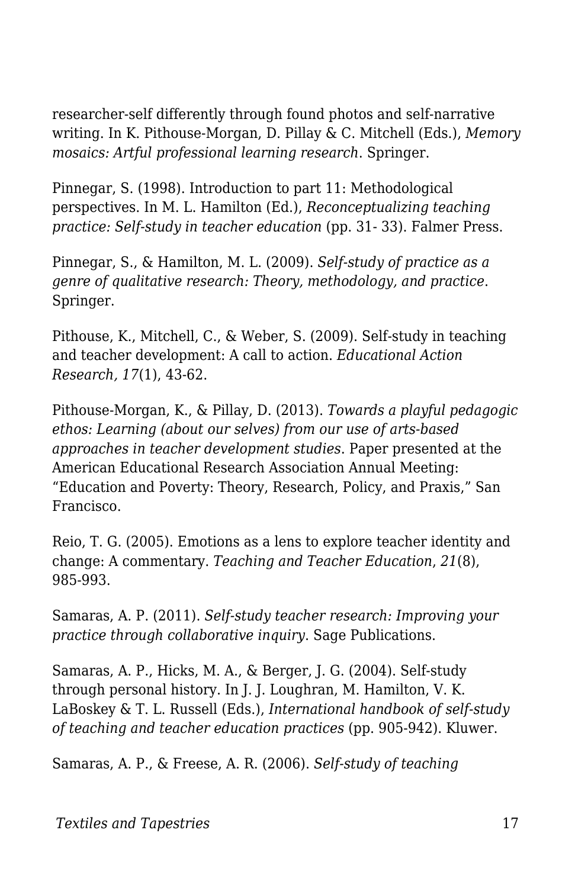researcher-self differently through found photos and self-narrative writing. In K. Pithouse-Morgan, D. Pillay & C. Mitchell (Eds.), *Memory mosaics: Artful professional learning research*. Springer.

Pinnegar, S. (1998). Introduction to part 11: Methodological perspectives. In M. L. Hamilton (Ed.), *Reconceptualizing teaching practice: Self-study in teacher education* (pp. 31- 33). Falmer Press.

Pinnegar, S., & Hamilton, M. L. (2009). *Self-study of practice as a genre of qualitative research: Theory, methodology, and practice*. Springer.

Pithouse, K., Mitchell, C., & Weber, S. (2009). Self-study in teaching and teacher development: A call to action. *Educational Action Research, 17*(1), 43-62.

Pithouse-Morgan, K., & Pillay, D. (2013). *Towards a playful pedagogic ethos: Learning (about our selves) from our use of arts-based approaches in teacher development studies*. Paper presented at the American Educational Research Association Annual Meeting: "Education and Poverty: Theory, Research, Policy, and Praxis," San Francisco.

Reio, T. G. (2005). Emotions as a lens to explore teacher identity and change: A commentary. *Teaching and Teacher Education*, *21*(8), 985-993.

Samaras, A. P. (2011). *Self-study teacher research: Improving your practice through collaborative inquiry*. Sage Publications.

Samaras, A. P., Hicks, M. A., & Berger, J. G. (2004). Self-study through personal history. In J. J. Loughran, M. Hamilton, V. K. LaBoskey & T. L. Russell (Eds.), *International handbook of self-study of teaching and teacher education practices* (pp. 905-942). Kluwer.

Samaras, A. P., & Freese, A. R. (2006). *Self-study of teaching*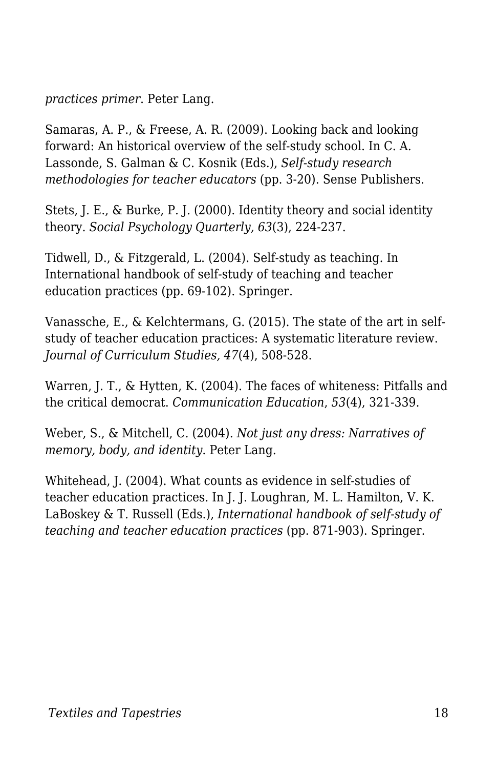*practices primer*. Peter Lang.

Samaras, A. P., & Freese, A. R. (2009). Looking back and looking forward: An historical overview of the self-study school. In C. A. Lassonde, S. Galman & C. Kosnik (Eds.), *Self-study research methodologies for teacher educators* (pp. 3-20). Sense Publishers.

Stets, J. E., & Burke, P. J. (2000). Identity theory and social identity theory. *Social Psychology Quarterly, 63*(3), 224-237.

Tidwell, D., & Fitzgerald, L. (2004). Self-study as teaching. In International handbook of self-study of teaching and teacher education practices (pp. 69-102). Springer.

Vanassche, E., & Kelchtermans, G. (2015). The state of the art in self-study of teacher education practices: A systematic literature review. *Journal of Curriculum Studies, 47*(4), 508-528.

Warren, J. T., & Hytten, K. (2004). The faces of whiteness: Pitfalls and the critical democrat. *Communication Education*, *53*(4), 321-339.

Weber, S., & Mitchell, C. (2004). *Not just any dress: Narratives of memory, body, and identity*. Peter Lang.

Whitehead, J. (2004). What counts as evidence in self-studies of teacher education practices. In J. J. Loughran, M. L. Hamilton, V. K. LaBoskey & T. Russell (Eds.), *International handbook of self-study of teaching and teacher education practices* (pp. 871-903). Springer.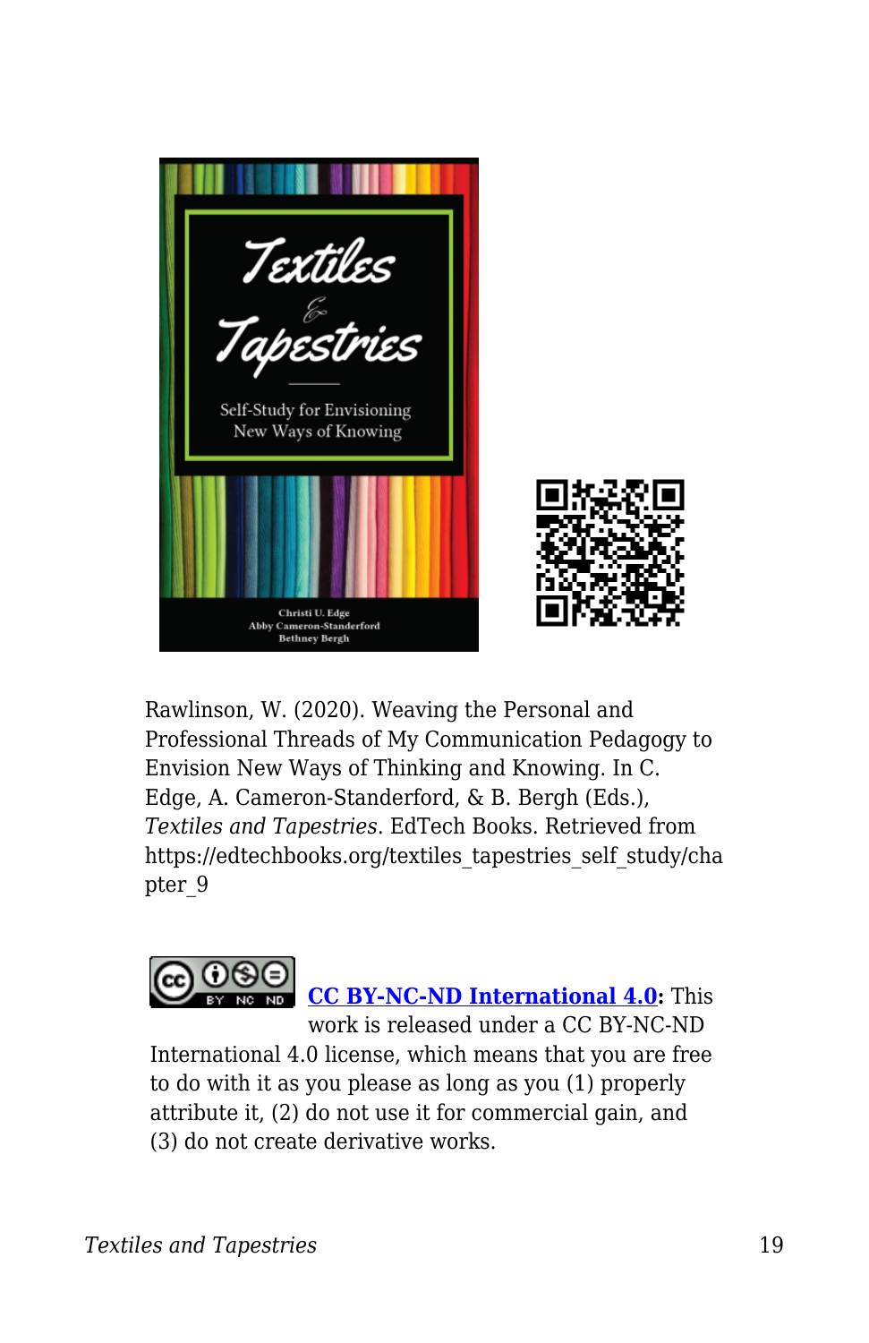Rawlinson, W. (2020). Weaving the Personal and Professional Threads of My Communication Pedagogy to Envision New Ways of Thinking and Knowing. In C. Edge, A. Cameron-Standerford, & B. Bergh (Eds.), *Textiles and Tapestries*. EdTech Books. Retrieved from https://edtechbooks.org/textiles_tapestries_self_study/chapter_9

**CC BY-NC-ND International 4.0:** This work is released under a CC BY-NC-ND International 4.0 license, which means that you are free to do with it as you please as long as you (1) properly attribute it, (2) do not use it for commercial gain, and (3) do not create derivative works.